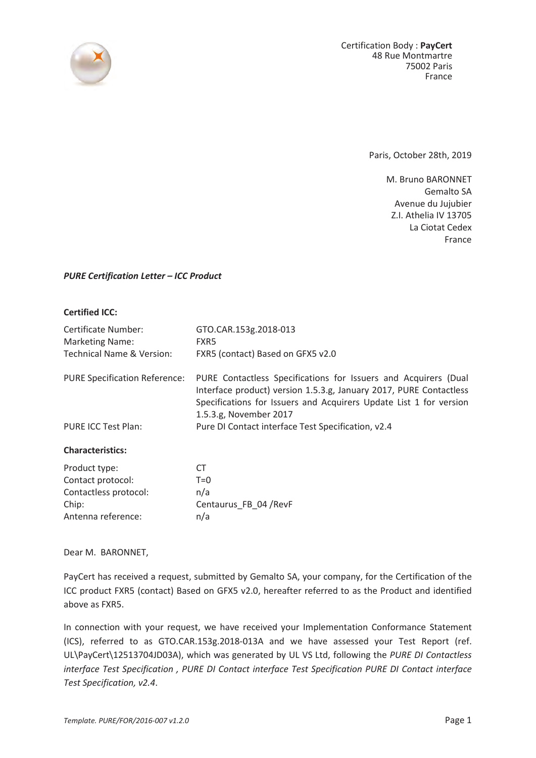Certification Body : **PayCert**
48 Rue Montmartre
75002 Paris
France

Paris, October 28th, 2019

M. Bruno BARONNET
Gemalto SA
Avenue du Jujubier
Z.I. Athelia IV 13705
La Ciotat Cedex
France

***PURE Certification Letter – ICC Product***

**Certified ICC:**

| | |
|---|---|
| Certificate Number: | GTO.CAR.153g.2018-013 |
| Marketing Name: | FXR5 |
| Technical Name & Version: | FXR5 (contact) Based on GFX5 v2.0 |
| PURE Specification Reference: | PURE Contactless Specifications for Issuers and Acquirers (Dual Interface product) version 1.5.3.g, January 2017, PURE Contactless Specifications for Issuers and Acquirers Update List 1 for version 1.5.3.g, November 2017 |
| PURE ICC Test Plan: | Pure DI Contact interface Test Specification, v2.4 |

**Characteristics:**

| | |
|---|---|
| Product type: | CT |
| Contact protocol: | T=0 |
| Contactless protocol: | n/a |
| Chip: | Centaurus_FB_04 /RevF |
| Antenna reference: | n/a |

Dear M. BARONNET,

PayCert has received a request, submitted by Gemalto SA, your company, for the Certification of the ICC product FXR5 (contact) Based on GFX5 v2.0, hereafter referred to as the Product and identified above as FXR5.

In connection with your request, we have received your Implementation Conformance Statement (ICS), referred to as GTO.CAR.153g.2018-013A and we have assessed your Test Report (ref. UL\PayCert\12513704JD03A), which was generated by UL VS Ltd, following the *PURE DI Contactless interface Test Specification , PURE DI Contact interface Test Specification PURE DI Contact interface Test Specification, v2.4*.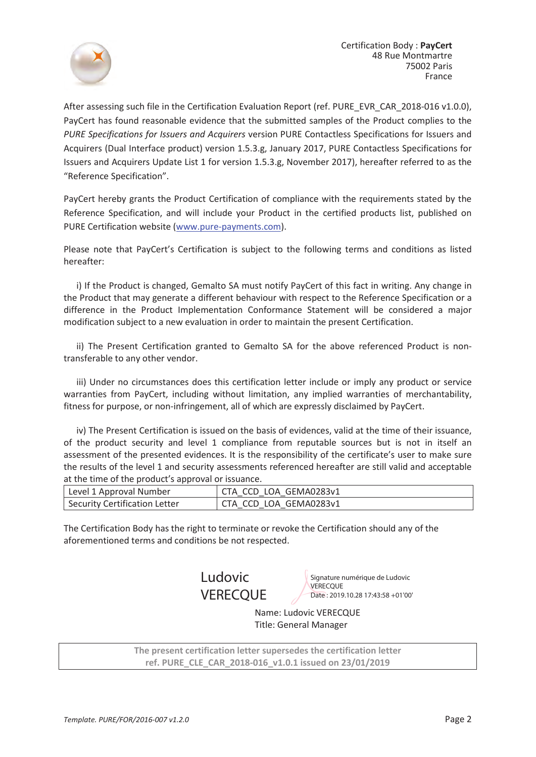Certification Body : **PayCert**
48 Rue Montmartre
75002 Paris
France

After assessing such file in the Certification Evaluation Report (ref. PURE_EVR_CAR_2018-016 v1.0.0), PayCert has found reasonable evidence that the submitted samples of the Product complies to the *PURE Specifications for Issuers and Acquirers* version PURE Contactless Specifications for Issuers and Acquirers (Dual Interface product) version 1.5.3.g, January 2017, PURE Contactless Specifications for Issuers and Acquirers Update List 1 for version 1.5.3.g, November 2017), hereafter referred to as the "Reference Specification".

PayCert hereby grants the Product Certification of compliance with the requirements stated by the Reference Specification, and will include your Product in the certified products list, published on PURE Certification website (www.pure-payments.com).

Please note that PayCert's Certification is subject to the following terms and conditions as listed hereafter:

i) If the Product is changed, Gemalto SA must notify PayCert of this fact in writing. Any change in the Product that may generate a different behaviour with respect to the Reference Specification or a difference in the Product Implementation Conformance Statement will be considered a major modification subject to a new evaluation in order to maintain the present Certification.

ii) The Present Certification granted to Gemalto SA for the above referenced Product is non-transferable to any other vendor.

iii) Under no circumstances does this certification letter include or imply any product or service warranties from PayCert, including without limitation, any implied warranties of merchantability, fitness for purpose, or non-infringement, all of which are expressly disclaimed by PayCert.

iv) The Present Certification is issued on the basis of evidences, valid at the time of their issuance, of the product security and level 1 compliance from reputable sources but is not in itself an assessment of the presented evidences. It is the responsibility of the certificate's user to make sure the results of the level 1 and security assessments referenced hereafter are still valid and acceptable at the time of the product's approval or issuance.

| | |
|---|---|
| Level 1 Approval Number | CTA_CCD_LOA_GEMA0283v1 |
| Security Certification Letter | CTA_CCD_LOA_GEMA0283v1 |

The Certification Body has the right to terminate or revoke the Certification should any of the aforementioned terms and conditions be not respected.

Ludovic VERECQUE

Signature numérique de Ludovic VERECQUE
Date : 2019.10.28 17:43:58 +01'00'

Name: Ludovic VERECQUE
Title: General Manager

**The present certification letter supersedes the certification letter ref. PURE_CLE_CAR_2018-016_v1.0.1 issued on 23/01/2019**

*Template. PURE/FOR/2016-007 v1.2.0*